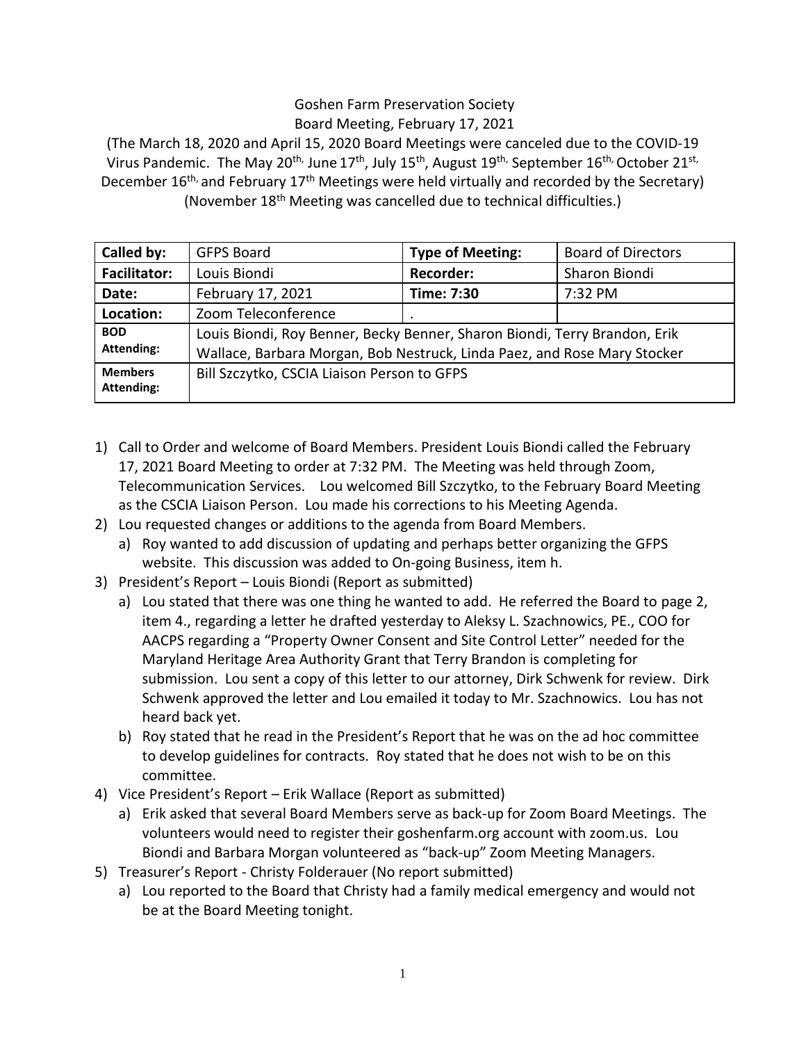Goshen Farm Preservation Society
Board Meeting, February 17, 2021

(The March 18, 2020 and April 15, 2020 Board Meetings were canceled due to the COVID-19 Virus Pandemic. The May 20th, June 17th, July 15th, August 19th, September 16th, October 21st, December 16th, and February 17th Meetings were held virtually and recorded by the Secretary) (November 18th Meeting was cancelled due to technical difficulties.)

| **Called by:** | GFPS Board | **Type of Meeting:** | Board of Directors |
|---|---|---|---|
| **Facilitator:** | Louis Biondi | **Recorder:** | Sharon Biondi |
| **Date:** | February 17, 2021 | **Time: 7:30** | 7:32 PM |
| **Location:** | Zoom Teleconference | . | |
| **BOD Attending:** | Louis Biondi, Roy Benner, Becky Benner, Sharon Biondi, Terry Brandon, Erik Wallace, Barbara Morgan, Bob Nestruck, Linda Paez, and Rose Mary Stocker | | |
| **Members Attending:** | Bill Szczytko, CSCIA Liaison Person to GFPS | | |

1) Call to Order and welcome of Board Members. President Louis Biondi called the February 17, 2021 Board Meeting to order at 7:32 PM. The Meeting was held through Zoom, Telecommunication Services. Lou welcomed Bill Szczytko, to the February Board Meeting as the CSCIA Liaison Person. Lou made his corrections to his Meeting Agenda.
2) Lou requested changes or additions to the agenda from Board Members.
   a) Roy wanted to add discussion of updating and perhaps better organizing the GFPS website. This discussion was added to On-going Business, item h.
3) President's Report – Louis Biondi (Report as submitted)
   a) Lou stated that there was one thing he wanted to add. He referred the Board to page 2, item 4., regarding a letter he drafted yesterday to Aleksy L. Szachnowics, PE., COO for AACPS regarding a "Property Owner Consent and Site Control Letter" needed for the Maryland Heritage Area Authority Grant that Terry Brandon is completing for submission. Lou sent a copy of this letter to our attorney, Dirk Schwenk for review. Dirk Schwenk approved the letter and Lou emailed it today to Mr. Szachnowics. Lou has not heard back yet.
   b) Roy stated that he read in the President's Report that he was on the ad hoc committee to develop guidelines for contracts. Roy stated that he does not wish to be on this committee.
4) Vice President's Report – Erik Wallace (Report as submitted)
   a) Erik asked that several Board Members serve as back-up for Zoom Board Meetings. The volunteers would need to register their goshenfarm.org account with zoom.us. Lou Biondi and Barbara Morgan volunteered as "back-up" Zoom Meeting Managers.
5) Treasurer's Report - Christy Folderauer (No report submitted)
   a) Lou reported to the Board that Christy had a family medical emergency and would not be at the Board Meeting tonight.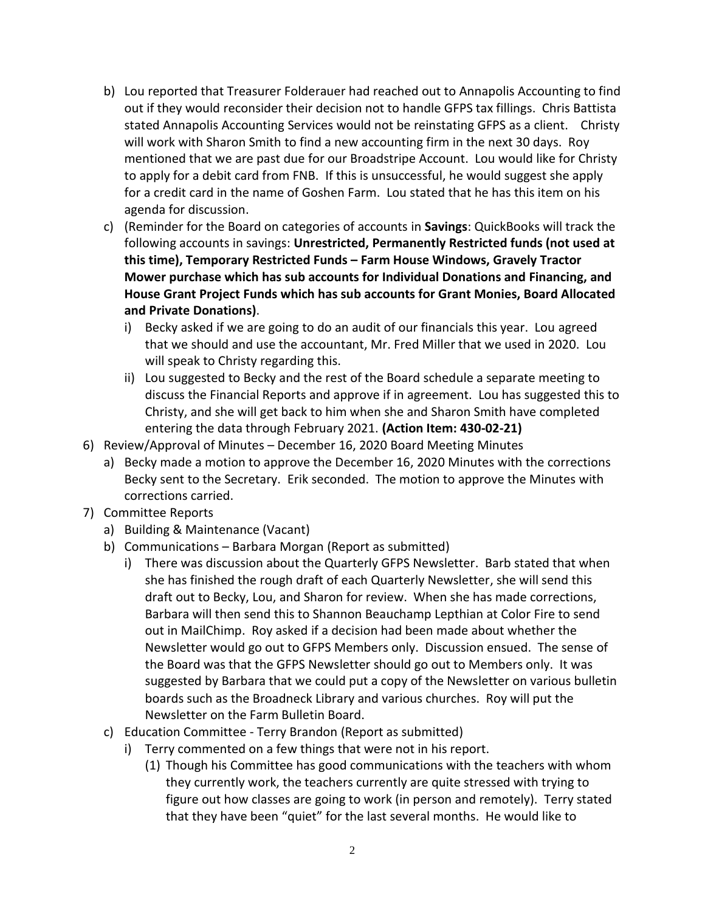b) Lou reported that Treasurer Folderauer had reached out to Annapolis Accounting to find out if they would reconsider their decision not to handle GFPS tax fillings. Chris Battista stated Annapolis Accounting Services would not be reinstating GFPS as a client. Christy will work with Sharon Smith to find a new accounting firm in the next 30 days. Roy mentioned that we are past due for our Broadstripe Account. Lou would like for Christy to apply for a debit card from FNB. If this is unsuccessful, he would suggest she apply for a credit card in the name of Goshen Farm. Lou stated that he has this item on his agenda for discussion.

c) (Reminder for the Board on categories of accounts in **Savings**: QuickBooks will track the following accounts in savings: **Unrestricted, Permanently Restricted funds (not used at this time), Temporary Restricted Funds – Farm House Windows, Gravely Tractor Mower purchase which has sub accounts for Individual Donations and Financing, and House Grant Project Funds which has sub accounts for Grant Monies, Board Allocated and Private Donations)**.

   i) Becky asked if we are going to do an audit of our financials this year. Lou agreed that we should and use the accountant, Mr. Fred Miller that we used in 2020. Lou will speak to Christy regarding this.

   ii) Lou suggested to Becky and the rest of the Board schedule a separate meeting to discuss the Financial Reports and approve if in agreement. Lou has suggested this to Christy, and she will get back to him when she and Sharon Smith have completed entering the data through February 2021. **(Action Item: 430-02-21)**

6) Review/Approval of Minutes – December 16, 2020 Board Meeting Minutes

   a) Becky made a motion to approve the December 16, 2020 Minutes with the corrections Becky sent to the Secretary. Erik seconded. The motion to approve the Minutes with corrections carried.

7) Committee Reports

   a) Building & Maintenance (Vacant)

   b) Communications – Barbara Morgan (Report as submitted)

      i) There was discussion about the Quarterly GFPS Newsletter. Barb stated that when she has finished the rough draft of each Quarterly Newsletter, she will send this draft out to Becky, Lou, and Sharon for review. When she has made corrections, Barbara will then send this to Shannon Beauchamp Lepthian at Color Fire to send out in MailChimp. Roy asked if a decision had been made about whether the Newsletter would go out to GFPS Members only. Discussion ensued. The sense of the Board was that the GFPS Newsletter should go out to Members only. It was suggested by Barbara that we could put a copy of the Newsletter on various bulletin boards such as the Broadneck Library and various churches. Roy will put the Newsletter on the Farm Bulletin Board.

   c) Education Committee - Terry Brandon (Report as submitted)

      i) Terry commented on a few things that were not in his report.

         (1) Though his Committee has good communications with the teachers with whom they currently work, the teachers currently are quite stressed with trying to figure out how classes are going to work (in person and remotely). Terry stated that they have been "quiet" for the last several months. He would like to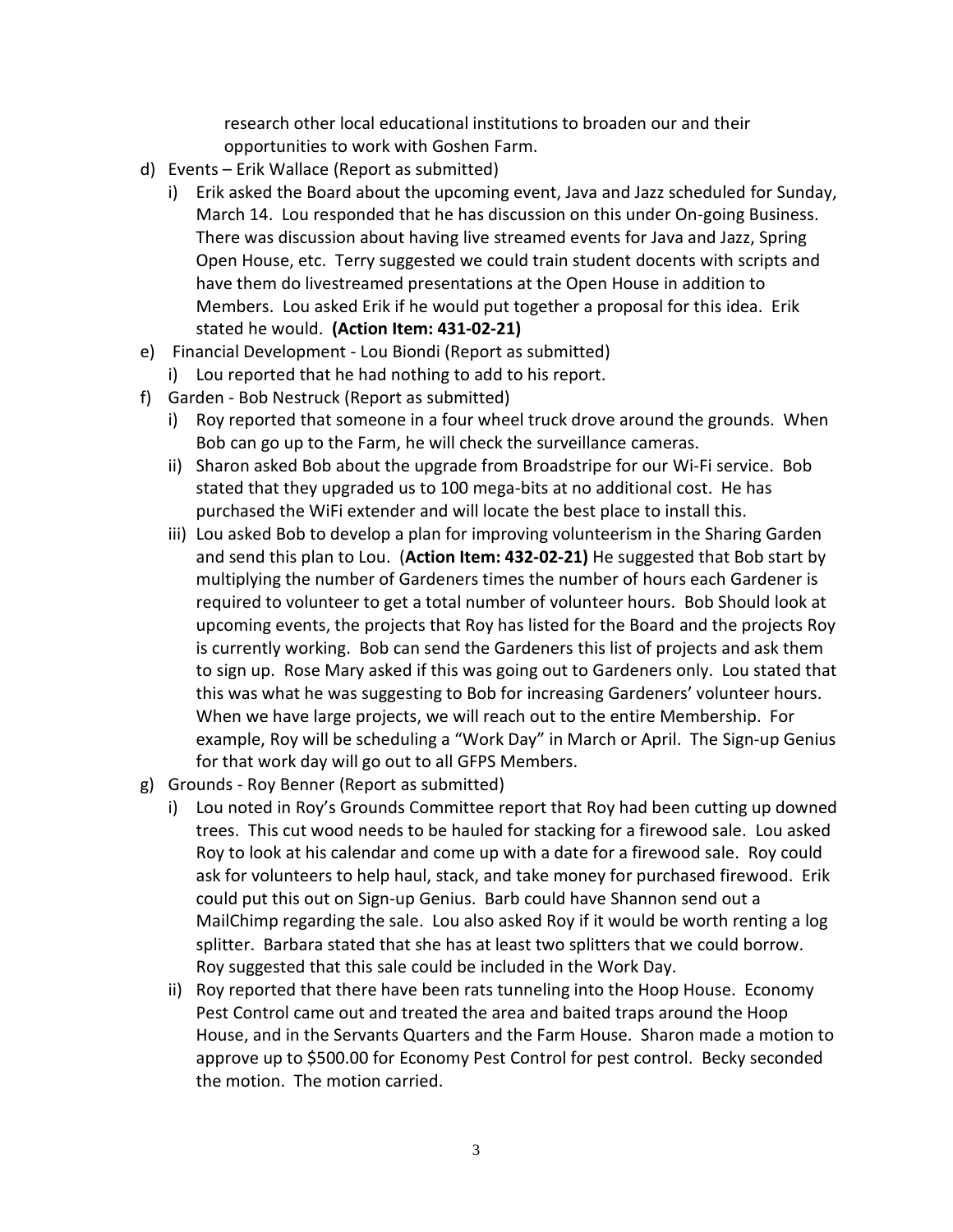research other local educational institutions to broaden our and their opportunities to work with Goshen Farm.

d) Events – Erik Wallace (Report as submitted)
   i) Erik asked the Board about the upcoming event, Java and Jazz scheduled for Sunday, March 14. Lou responded that he has discussion on this under On-going Business. There was discussion about having live streamed events for Java and Jazz, Spring Open House, etc. Terry suggested we could train student docents with scripts and have them do livestreamed presentations at the Open House in addition to Members. Lou asked Erik if he would put together a proposal for this idea. Erik stated he would. **(Action Item: 431-02-21)**

e) Financial Development - Lou Biondi (Report as submitted)
   i) Lou reported that he had nothing to add to his report.

f) Garden - Bob Nestruck (Report as submitted)
   i) Roy reported that someone in a four wheel truck drove around the grounds. When Bob can go up to the Farm, he will check the surveillance cameras.
   ii) Sharon asked Bob about the upgrade from Broadstripe for our Wi-Fi service. Bob stated that they upgraded us to 100 mega-bits at no additional cost. He has purchased the WiFi extender and will locate the best place to install this.
   iii) Lou asked Bob to develop a plan for improving volunteerism in the Sharing Garden and send this plan to Lou. (**Action Item: 432-02-21)** He suggested that Bob start by multiplying the number of Gardeners times the number of hours each Gardener is required to volunteer to get a total number of volunteer hours. Bob Should look at upcoming events, the projects that Roy has listed for the Board and the projects Roy is currently working. Bob can send the Gardeners this list of projects and ask them to sign up. Rose Mary asked if this was going out to Gardeners only. Lou stated that this was what he was suggesting to Bob for increasing Gardeners' volunteer hours. When we have large projects, we will reach out to the entire Membership. For example, Roy will be scheduling a "Work Day" in March or April. The Sign-up Genius for that work day will go out to all GFPS Members.

g) Grounds - Roy Benner (Report as submitted)
   i) Lou noted in Roy's Grounds Committee report that Roy had been cutting up downed trees. This cut wood needs to be hauled for stacking for a firewood sale. Lou asked Roy to look at his calendar and come up with a date for a firewood sale. Roy could ask for volunteers to help haul, stack, and take money for purchased firewood. Erik could put this out on Sign-up Genius. Barb could have Shannon send out a MailChimp regarding the sale. Lou also asked Roy if it would be worth renting a log splitter. Barbara stated that she has at least two splitters that we could borrow. Roy suggested that this sale could be included in the Work Day.
   ii) Roy reported that there have been rats tunneling into the Hoop House. Economy Pest Control came out and treated the area and baited traps around the Hoop House, and in the Servants Quarters and the Farm House. Sharon made a motion to approve up to $500.00 for Economy Pest Control for pest control. Becky seconded the motion. The motion carried.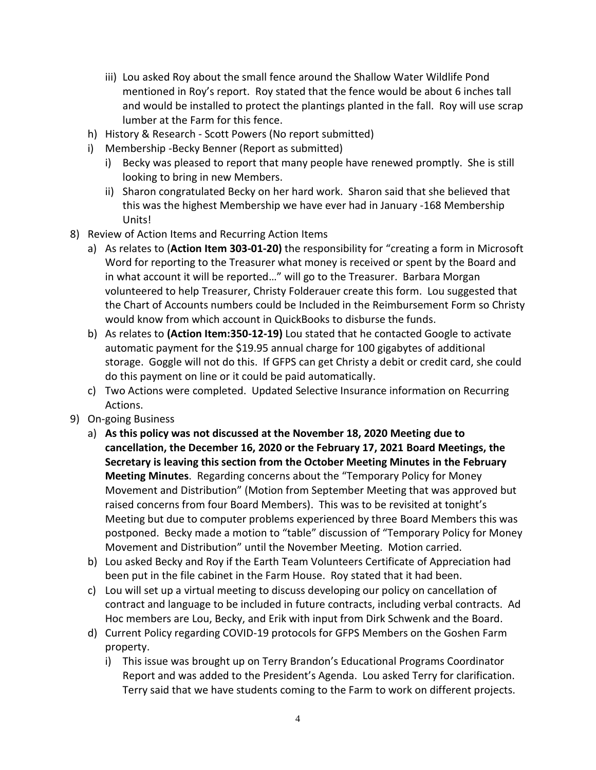iii) Lou asked Roy about the small fence around the Shallow Water Wildlife Pond mentioned in Roy's report. Roy stated that the fence would be about 6 inches tall and would be installed to protect the plantings planted in the fall. Roy will use scrap lumber at the Farm for this fence.

h) History & Research - Scott Powers (No report submitted)

i) Membership -Becky Benner (Report as submitted)

   i) Becky was pleased to report that many people have renewed promptly. She is still looking to bring in new Members.

   ii) Sharon congratulated Becky on her hard work. Sharon said that she believed that this was the highest Membership we have ever had in January -168 Membership Units!

8) Review of Action Items and Recurring Action Items

   a) As relates to (**Action Item 303-01-20)** the responsibility for "creating a form in Microsoft Word for reporting to the Treasurer what money is received or spent by the Board and in what account it will be reported…" will go to the Treasurer. Barbara Morgan volunteered to help Treasurer, Christy Folderauer create this form. Lou suggested that the Chart of Accounts numbers could be Included in the Reimbursement Form so Christy would know from which account in QuickBooks to disburse the funds.

   b) As relates to **(Action Item:350-12-19)** Lou stated that he contacted Google to activate automatic payment for the $19.95 annual charge for 100 gigabytes of additional storage. Goggle will not do this. If GFPS can get Christy a debit or credit card, she could do this payment on line or it could be paid automatically.

   c) Two Actions were completed. Updated Selective Insurance information on Recurring Actions.

9) On-going Business

   a) **As this policy was not discussed at the November 18, 2020 Meeting due to cancellation, the December 16, 2020 or the February 17, 2021 Board Meetings, the Secretary is leaving this section from the October Meeting Minutes in the February Meeting Minutes**. Regarding concerns about the "Temporary Policy for Money Movement and Distribution" (Motion from September Meeting that was approved but raised concerns from four Board Members). This was to be revisited at tonight's Meeting but due to computer problems experienced by three Board Members this was postponed. Becky made a motion to "table" discussion of "Temporary Policy for Money Movement and Distribution" until the November Meeting. Motion carried.

   b) Lou asked Becky and Roy if the Earth Team Volunteers Certificate of Appreciation had been put in the file cabinet in the Farm House. Roy stated that it had been.

   c) Lou will set up a virtual meeting to discuss developing our policy on cancellation of contract and language to be included in future contracts, including verbal contracts. Ad Hoc members are Lou, Becky, and Erik with input from Dirk Schwenk and the Board.

   d) Current Policy regarding COVID-19 protocols for GFPS Members on the Goshen Farm property.

      i) This issue was brought up on Terry Brandon's Educational Programs Coordinator Report and was added to the President's Agenda. Lou asked Terry for clarification. Terry said that we have students coming to the Farm to work on different projects.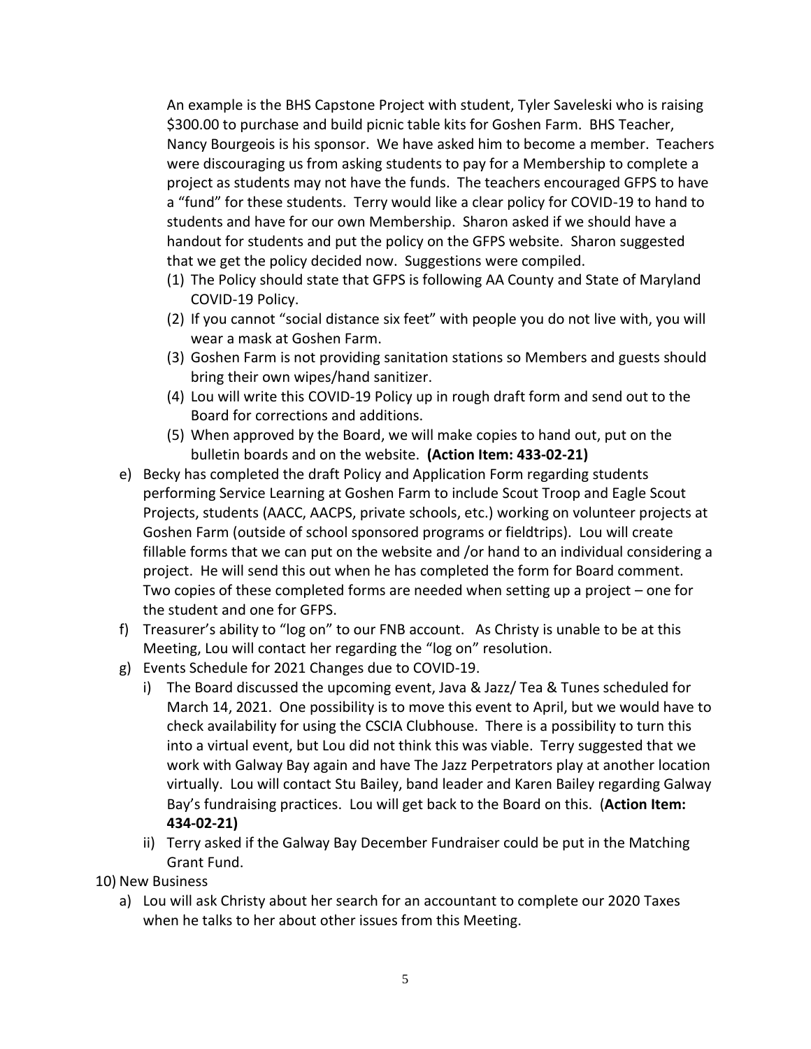An example is the BHS Capstone Project with student, Tyler Saveleski who is raising $300.00 to purchase and build picnic table kits for Goshen Farm. BHS Teacher, Nancy Bourgeois is his sponsor. We have asked him to become a member. Teachers were discouraging us from asking students to pay for a Membership to complete a project as students may not have the funds. The teachers encouraged GFPS to have a "fund" for these students. Terry would like a clear policy for COVID-19 to hand to students and have for our own Membership. Sharon asked if we should have a handout for students and put the policy on the GFPS website. Sharon suggested that we get the policy decided now. Suggestions were compiled.

(1) The Policy should state that GFPS is following AA County and State of Maryland COVID-19 Policy.
(2) If you cannot "social distance six feet" with people you do not live with, you will wear a mask at Goshen Farm.
(3) Goshen Farm is not providing sanitation stations so Members and guests should bring their own wipes/hand sanitizer.
(4) Lou will write this COVID-19 Policy up in rough draft form and send out to the Board for corrections and additions.
(5) When approved by the Board, we will make copies to hand out, put on the bulletin boards and on the website. **(Action Item: 433-02-21)**

e) Becky has completed the draft Policy and Application Form regarding students performing Service Learning at Goshen Farm to include Scout Troop and Eagle Scout Projects, students (AACC, AACPS, private schools, etc.) working on volunteer projects at Goshen Farm (outside of school sponsored programs or fieldtrips). Lou will create fillable forms that we can put on the website and /or hand to an individual considering a project. He will send this out when he has completed the form for Board comment. Two copies of these completed forms are needed when setting up a project – one for the student and one for GFPS.

f) Treasurer's ability to "log on" to our FNB account. As Christy is unable to be at this Meeting, Lou will contact her regarding the "log on" resolution.

g) Events Schedule for 2021 Changes due to COVID-19.

   i) The Board discussed the upcoming event, Java & Jazz/ Tea & Tunes scheduled for March 14, 2021. One possibility is to move this event to April, but we would have to check availability for using the CSCIA Clubhouse. There is a possibility to turn this into a virtual event, but Lou did not think this was viable. Terry suggested that we work with Galway Bay again and have The Jazz Perpetrators play at another location virtually. Lou will contact Stu Bailey, band leader and Karen Bailey regarding Galway Bay's fundraising practices. Lou will get back to the Board on this. (**Action Item: 434-02-21)**

   ii) Terry asked if the Galway Bay December Fundraiser could be put in the Matching Grant Fund.

10) New Business

   a) Lou will ask Christy about her search for an accountant to complete our 2020 Taxes when he talks to her about other issues from this Meeting.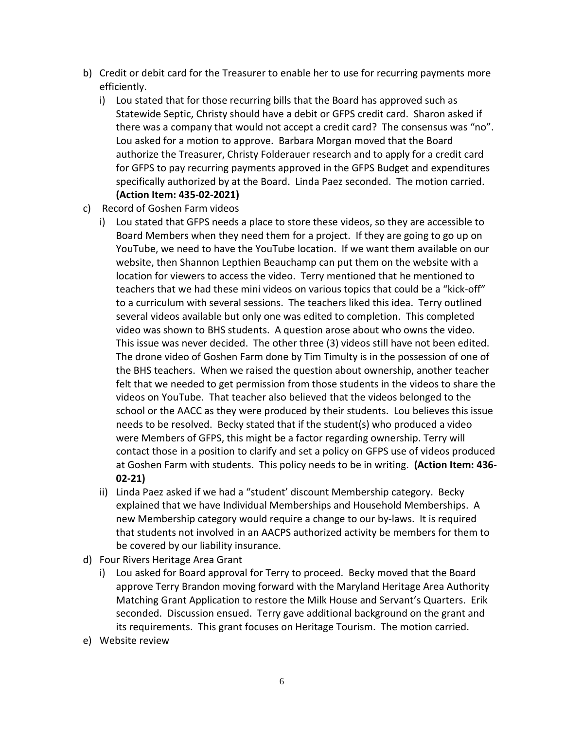b) Credit or debit card for the Treasurer to enable her to use for recurring payments more efficiently.
   i) Lou stated that for those recurring bills that the Board has approved such as Statewide Septic, Christy should have a debit or GFPS credit card. Sharon asked if there was a company that would not accept a credit card? The consensus was "no". Lou asked for a motion to approve. Barbara Morgan moved that the Board authorize the Treasurer, Christy Folderauer research and to apply for a credit card for GFPS to pay recurring payments approved in the GFPS Budget and expenditures specifically authorized by at the Board. Linda Paez seconded. The motion carried. **(Action Item: 435-02-2021)**
c) Record of Goshen Farm videos
   i) Lou stated that GFPS needs a place to store these videos, so they are accessible to Board Members when they need them for a project. If they are going to go up on YouTube, we need to have the YouTube location. If we want them available on our website, then Shannon Lepthien Beauchamp can put them on the website with a location for viewers to access the video. Terry mentioned that he mentioned to teachers that we had these mini videos on various topics that could be a "kick-off" to a curriculum with several sessions. The teachers liked this idea. Terry outlined several videos available but only one was edited to completion. This completed video was shown to BHS students. A question arose about who owns the video. This issue was never decided. The other three (3) videos still have not been edited. The drone video of Goshen Farm done by Tim Timulty is in the possession of one of the BHS teachers. When we raised the question about ownership, another teacher felt that we needed to get permission from those students in the videos to share the videos on YouTube. That teacher also believed that the videos belonged to the school or the AACC as they were produced by their students. Lou believes this issue needs to be resolved. Becky stated that if the student(s) who produced a video were Members of GFPS, this might be a factor regarding ownership. Terry will contact those in a position to clarify and set a policy on GFPS use of videos produced at Goshen Farm with students. This policy needs to be in writing. **(Action Item: 436-02-21)**
   ii) Linda Paez asked if we had a "student' discount Membership category. Becky explained that we have Individual Memberships and Household Memberships. A new Membership category would require a change to our by-laws. It is required that students not involved in an AACPS authorized activity be members for them to be covered by our liability insurance.
d) Four Rivers Heritage Area Grant
   i) Lou asked for Board approval for Terry to proceed. Becky moved that the Board approve Terry Brandon moving forward with the Maryland Heritage Area Authority Matching Grant Application to restore the Milk House and Servant's Quarters. Erik seconded. Discussion ensued. Terry gave additional background on the grant and its requirements. This grant focuses on Heritage Tourism. The motion carried.
e) Website review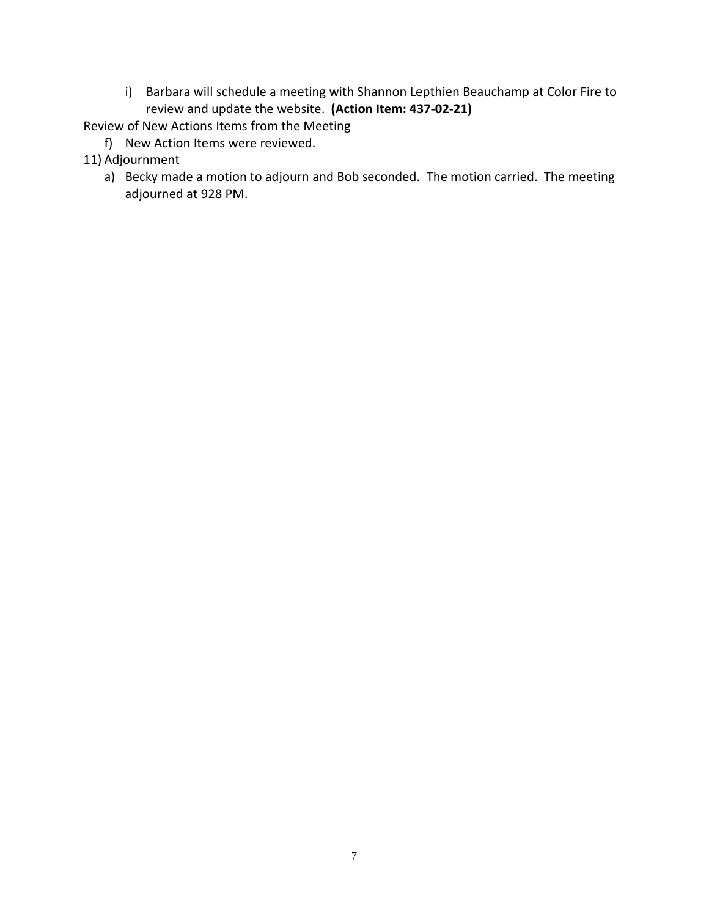i) Barbara will schedule a meeting with Shannon Lepthien Beauchamp at Color Fire to review and update the website. **(Action Item: 437-02-21)**

Review of New Actions Items from the Meeting

f) New Action Items were reviewed.

11) Adjournment

a) Becky made a motion to adjourn and Bob seconded. The motion carried. The meeting adjourned at 928 PM.